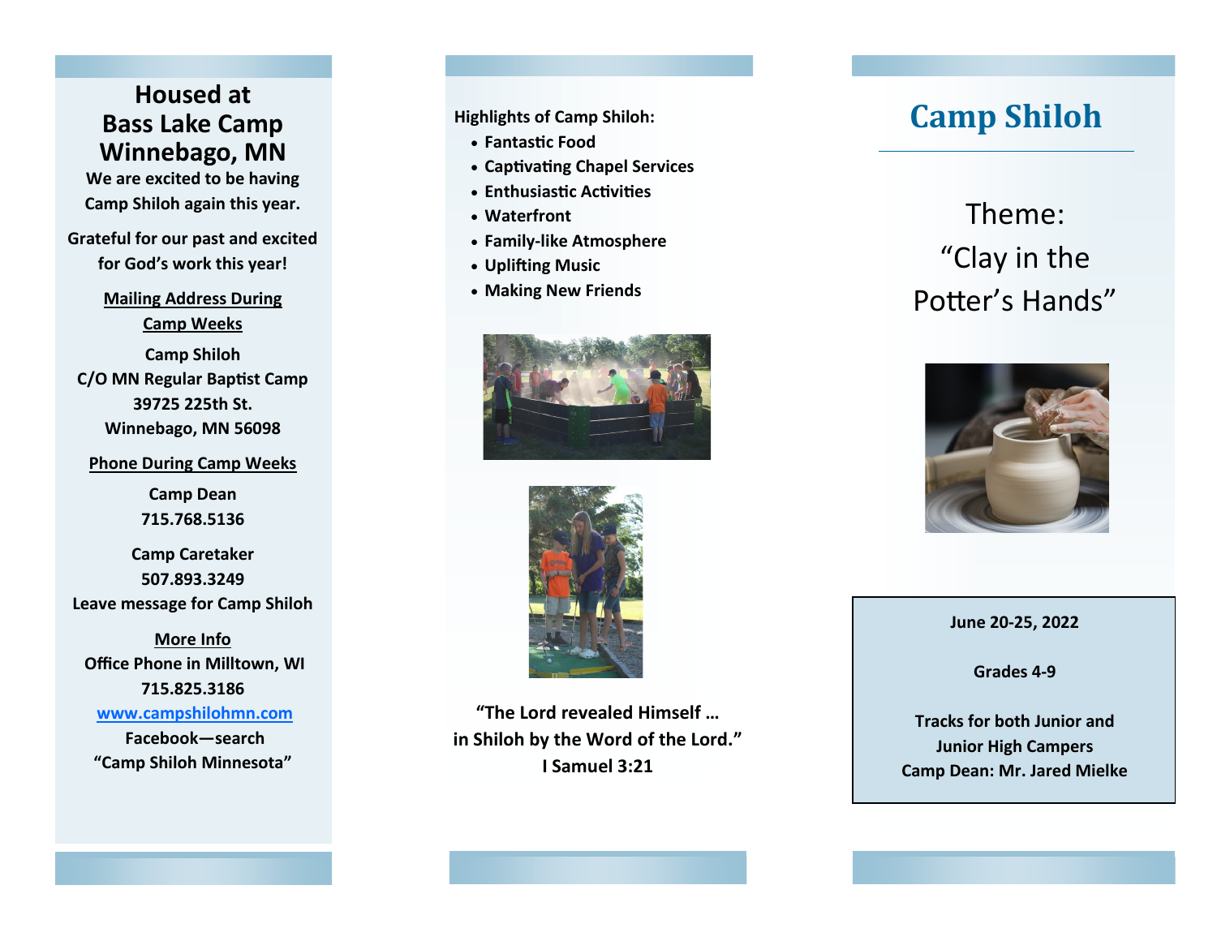## Housed at Bass Lake Camp Winnebago, MN

**We are excited to be having Camp Shiloh again this year.**

**Grateful for our past and excited for God's work this year!**

**Mailing Address During Camp Weeks**

**Camp Shiloh**
**C/O MN Regular Baptist Camp**
**39725 225th St.**
**Winnebago, MN 56098**

**Phone During Camp Weeks**

**Camp Dean**
**715.768.5136**

**Camp Caretaker**
**507.893.3249**
**Leave message for Camp Shiloh**

**More Info**
**Office Phone in Milltown, WI**
**715.825.3186**
**www.campshilohmn.com**
**Facebook—search "Camp Shiloh Minnesota"**

**Highlights of Camp Shiloh:**

- **Fantastic Food**
- **Captivating Chapel Services**
- **Enthusiastic Activities**
- **Waterfront**
- **Family-like Atmosphere**
- **Uplifting Music**
- **Making New Friends**

**"The Lord revealed Himself … in Shiloh by the Word of the Lord."**
**I Samuel 3:21**

# Camp Shiloh

Theme:
"Clay in the Potter's Hands"

**June 20-25, 2022**

**Grades 4-9**

**Tracks for both Junior and Junior High Campers**
**Camp Dean: Mr. Jared Mielke**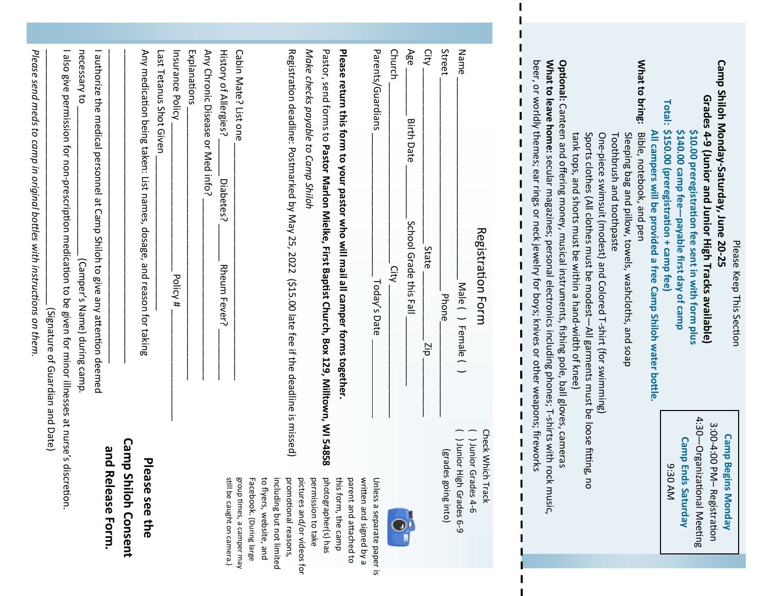Please Keep This Section

**Camp Shiloh Monday-Saturday, June 20-25**

**Grades 4-9 (Junior and Junior High Tracks available)**

**$10.00 preregistration fee sent in with form plus**
**$140.00 camp fee—payable first day of camp**
**Total: $150.00 (preregistration + camp fee)**

**Camp Begins Monday**
3:00-4:00 PM– Registration
4:30—Organizational Meeting
**Camp Ends Saturday**
9:30 AM

**All campers will be provided a free Camp Shiloh water bottle.**

**What to bring:** Bible, notebook, and pen
Sleeping bag and pillow, towels, washcloths, and soap
Toothbrush and toothpaste
One-piece swimsuit (modest) and Colored T-shirt (for swimming)
Sports clothes (All clothes must be modest—All garments must be loose fitting, no tank tops, and shorts must be within a hand-width of knee)

**Optional:** Canteen and offering money, musical instruments, fishing pole, ball gloves, cameras

**What to leave home:** secular magazines; personal electronics including phones; T-shirts with rock music, beer, or worldly themes; ear rings or neck jewelry for boys; knives or other weapons; fireworks

---

# Registration Form

Check Which Track
( ) Junior Grades 4-6
( ) Junior High Grades 6-9
(grades going into)

Name ______________________ Male ( ) Female ( )

Street ______________________ Phone ______________________

City ______________________ State ________ Zip ________

Age ________ Birth Date ________ School Grade this Fall ________

Church ______________________ City ______________________

Parents/Guardians ______________________ Today's Date ______________________

Unless a separate paper is written and signed by a parent and attached to this form, the camp photographer(s) has permission to take pictures and/or videos for promotional reasons, including but not limited to flyers, website, and Facebook. (During large group times, a camper may still be caught on camera.)

**Please return this form to your pastor who will mail all camper forms together.**

Pastor, send forms to **Pastor Marlon Mielke, First Baptist Church, Box 129, Milltown, WI 54858**

*Make checks payable to Camp Shiloh*

Registration deadline: Postmarked by May 25, 2022 ($15.00 late fee if the deadline is missed)

Cabin Mate? List one ______________________

History of Allergies? ________ Diabetes? ________ Rheum Fever? ________

Any Chronic Disease or Med info? ______________________

Explanations ______________________

Insurance Policy ______________________ Policy # ______________________

Last Tetanus Shot Given ______________________

Any medication being taken: List names, dosage, and reason for taking

______________________

I authorize the medical personnel at Camp Shiloh to give any attention deemed necessary to ______________________ (Camper's Name) during camp.

I also give permission for non-prescription medication to be given for minor illnesses at nurse's discretion.

______________________ (Signature of Guardian and Date)

*Please send meds to camp in original bottles with instructions on them.*

**Please see the Camp Shiloh Consent and Release Form.**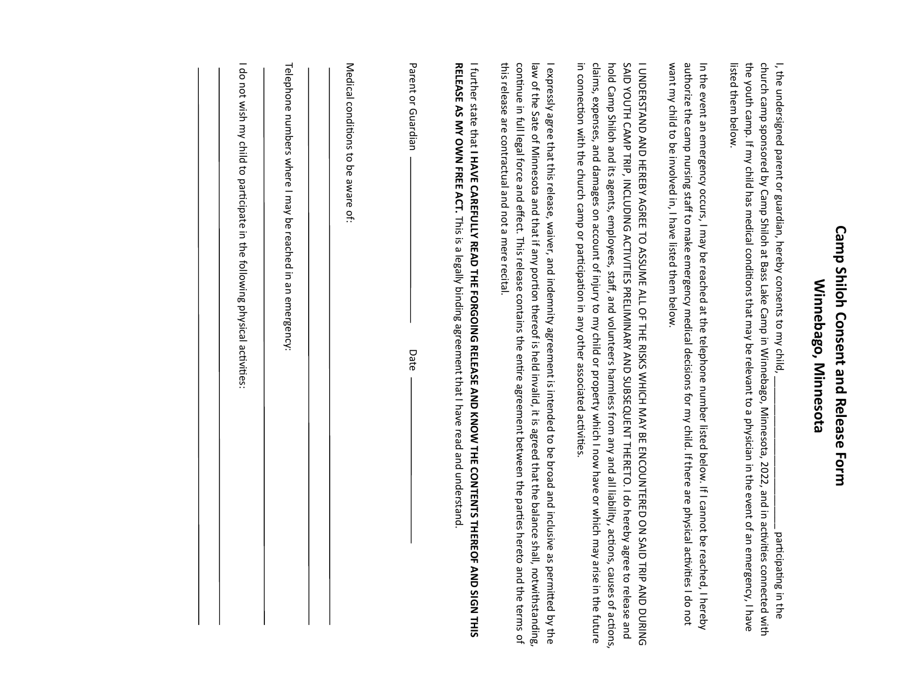# Camp Shiloh Consent and Release Form
# Winnebago, Minnesota

I, the undersigned parent or guardian, hereby consents to my child, \_\_\_\_\_\_\_\_\_\_\_\_\_\_\_\_\_\_\_\_\_\_\_\_\_\_\_\_\_\_\_\_\_\_ participating in the church camp sponsored by Camp Shiloh at Bass Lake Camp in Winnebago, Minnesota, 2022, and in activities connected with the youth camp. If my child has medical conditions that may be relevant to a physician in the event of an emergency, I have listed them below.

In the event an emergency occurs, I may be reached at the telephone number listed below. If I cannot be reached, I hereby authorize the camp nursing staff to make emergency medical decisions for my child. If there are physical activities I do not want my child to be involved in, I have listed them below.

I UNDERSTAND AND HEREBY AGREE TO ASSUME ALL OF THE RISKS WHICH MAY BE ENCOUNTERED ON SAID TRIP AND DURING SAID YOUTH CAMP TRIP, INCLUDING ACTIVITIES PRELIMINARY AND SUBSEQUENT THERETO. I do hereby agree to release and hold Camp Shiloh and its agents, employees, staff, and volunteers harmless from any and all liability, actions, causes of actions, claims, expenses, and damages on account of injury to my child or property which I now have or which may arise in the future in connection with the church camp or participation in any other associated activities.

I expressly agree that this release, waiver, and indemnity agreement is intended to be broad and inclusive as permitted by the law of the Sate of Minnesota and that if any portion thereof is held invalid, it is agreed that the balance shall, notwithstanding, continue in full legal force and effect. This release contains the entire agreement between the parties hereto and the terms of this release are contractual and not a mere recital.

I further state that **I HAVE CAREFULLY READ THE FORGOING RELEASE AND KNOW THE CONTENTS THEREOF AND SIGN THIS RELEASE AS MY OWN FREE ACT.** This is a legally binding agreement that I have read and understand.

Parent or Guardian \_\_\_\_\_\_\_\_\_\_\_\_\_\_\_\_\_\_\_\_\_\_\_\_\_\_\_\_ Date \_\_\_\_\_\_\_\_\_\_\_\_\_\_\_\_\_\_\_\_\_\_\_\_\_\_\_\_

Medical conditions to be aware of:

\_\_\_\_\_\_\_\_\_\_\_\_\_\_\_\_\_\_\_\_\_\_\_\_\_\_\_\_\_\_\_\_\_\_\_\_\_\_\_\_\_\_\_\_\_\_\_\_\_\_\_\_\_\_\_\_\_\_

\_\_\_\_\_\_\_\_\_\_\_\_\_\_\_\_\_\_\_\_\_\_\_\_\_\_\_\_\_\_\_\_\_\_\_\_\_\_\_\_\_\_\_\_\_\_\_\_\_\_\_\_\_\_\_\_\_\_

Telephone numbers where I may be reached in an emergency:

\_\_\_\_\_\_\_\_\_\_\_\_\_\_\_\_\_\_\_\_\_\_\_\_\_\_\_\_\_\_\_\_\_\_\_\_\_\_\_\_\_\_\_\_\_\_\_\_\_\_\_\_\_\_\_\_\_\_

I do not wish my child to participate in the following physical activities:

\_\_\_\_\_\_\_\_\_\_\_\_\_\_\_\_\_\_\_\_\_\_\_\_\_\_\_\_\_\_\_\_\_\_\_\_\_\_\_\_\_\_\_\_\_\_\_\_\_\_\_\_\_\_\_\_\_\_

\_\_\_\_\_\_\_\_\_\_\_\_\_\_\_\_\_\_\_\_\_\_\_\_\_\_\_\_\_\_\_\_\_\_\_\_\_\_\_\_\_\_\_\_\_\_\_\_\_\_\_\_\_\_\_\_\_\_